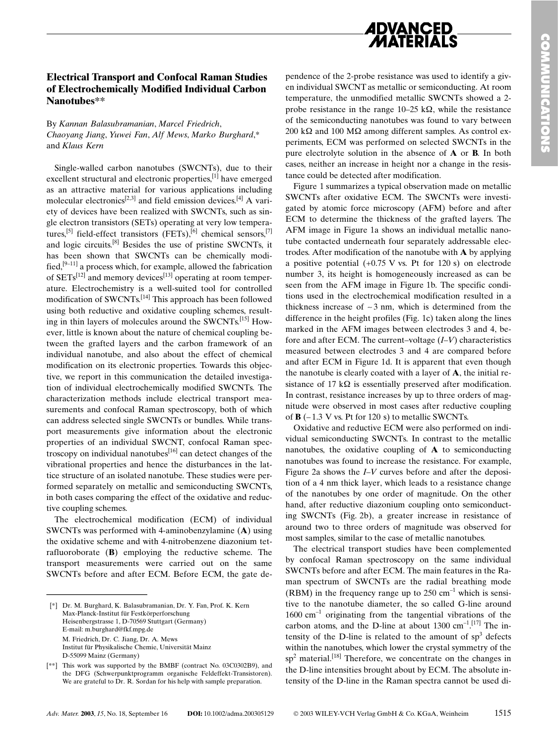# Electrical Transport and Confocal Raman Studies of Electrochemically Modified Individual Carbon Nanotubes**

By *Kannan Balasubramanian, Marcel Friedrich, Chaoyang Jiang, Yuwei Fan, Alf Mews, Marko Burghard,** and *Klaus Kern*

Single-walled carbon nanotubes (SWCNTs), due to their excellent structural and electronic properties,[1] have emerged as an attractive material for various applications including molecular electronics[2,3] and field emission devices.[4] A variety of devices have been realized with SWCNTs, such as single electron transistors (SETs) operating at very low temperatures,[5] field-effect transistors (FETs),[6] chemical sensors,[7] and logic circuits.[8] Besides the use of pristine SWCNTs, it has been shown that SWCNTs can be chemically modified,[9–11] a process which, for example, allowed the fabrication of SETs[12] and memory devices[13] operating at room temperature. Electrochemistry is a well-suited tool for controlled modification of SWCNTs.[14] This approach has been followed using both reductive and oxidative coupling schemes, resulting in thin layers of molecules around the SWCNTs.[15] However, little is known about the nature of chemical coupling between the grafted layers and the carbon framework of an individual nanotube, and also about the effect of chemical modification on its electronic properties. Towards this objective, we report in this communication the detailed investigation of individual electrochemically modified SWCNTs. The characterization methods include electrical transport measurements and confocal Raman spectroscopy, both of which can address selected single SWCNTs or bundles. While transport measurements give information about the electronic properties of an individual SWCNT, confocal Raman spectroscopy on individual nanotubes[16] can detect changes of the vibrational properties and hence the disturbances in the lattice structure of an isolated nanotube. These studies were performed separately on metallic and semiconducting SWCNTs, in both cases comparing the effect of the oxidative and reductive coupling schemes.

The electrochemical modification (ECM) of individual SWCNTs was performed with 4-aminobenzylamine (**A**) using the oxidative scheme and with 4-nitrobenzene diazonium tetrafluoroborate (**B**) employing the reductive scheme. The transport measurements were carried out on the same SWCNTs before and after ECM. Before ECM, the gate dependence of the 2-probe resistance was used to identify a given individual SWCNT as metallic or semiconducting. At room temperature, the unmodified metallic SWCNTs showed a 2-probe resistance in the range 10–25 kΩ, while the resistance of the semiconducting nanotubes was found to vary between 200 kΩ and 100 MΩ among different samples. As control experiments, ECM was performed on selected SWCNTs in the pure electrolyte solution in the absence of **A** or **B**. In both cases, neither an increase in height nor a change in the resistance could be detected after modification.

Figure 1 summarizes a typical observation made on metallic SWCNTs after oxidative ECM. The SWCNTs were investigated by atomic force microscopy (AFM) before and after ECM to determine the thickness of the grafted layers. The AFM image in Figure 1a shows an individual metallic nanotube contacted underneath four separately addressable electrodes. After modification of the nanotube with **A** by applying a positive potential (+0.75 V vs. Pt for 120 s) on electrode number 3, its height is homogeneously increased as can be seen from the AFM image in Figure 1b. The specific conditions used in the electrochemical modification resulted in a thickness increase of ~3 nm, which is determined from the difference in the height profiles (Fig. 1c) taken along the lines marked in the AFM images between electrodes 3 and 4, before and after ECM. The current–voltage (*I–V*) characteristics measured between electrodes 3 and 4 are compared before and after ECM in Figure 1d. It is apparent that even though the nanotube is clearly coated with a layer of **A**, the initial resistance of 17 kΩ is essentially preserved after modification. In contrast, resistance increases by up to three orders of magnitude were observed in most cases after reductive coupling of **B** (–1.3 V vs. Pt for 120 s) to metallic SWCNTs.

Oxidative and reductive ECM were also performed on individual semiconducting SWCNTs. In contrast to the metallic nanotubes, the oxidative coupling of **A** to semiconducting nanotubes was found to increase the resistance. For example, Figure 2a shows the *I–V* curves before and after the deposition of a 4 nm thick layer, which leads to a resistance change of the nanotubes by one order of magnitude. On the other hand, after reductive diazonium coupling onto semiconducting SWCNTs (Fig. 2b), a greater increase in resistance of around two to three orders of magnitude was observed for most samples, similar to the case of metallic nanotubes.

The electrical transport studies have been complemented by confocal Raman spectroscopy on the same individual SWCNTs before and after ECM. The main features in the Raman spectrum of SWCNTs are the radial breathing mode (RBM) in the frequency range up to 250 $cm^{-1}$ which is sensitive to the nanotube diameter, the so called G-line around 1600 $cm^{-1}$ originating from the tangential vibrations of the carbon atoms, and the D-line at about 1300 $cm^{-1}$.[17] The intensity of the D-line is related to the amount of $sp^3$ defects within the nanotubes, which lower the crystal symmetry of the $sp^2$ material.[18] Therefore, we concentrate on the changes in the D-line intensities brought about by ECM. The absolute intensity of the D-line in the Raman spectra cannot be used di-

---

[*] Dr. M. Burghard, K. Balasubramanian, Dr. Y. Fan, Prof. K. Kern
Max-Planck-Institut für Festkörperforschung
Heisenbergstrasse 1, D-70569 Stuttgart (Germany)
E-mail: m.burghard@fkf.mpg.de
M. Friedrich, Dr. C. Jiang, Dr. A. Mews
Institut für Physikalische Chemie, Universität Mainz
D-55099 Mainz (Germany)

[**] This work was supported by the BMBF (contract No. 03C0302B9), and the DFG (Schwerpunktprogramm organische Feldeffekt-Transistoren). We are grateful to Dr. R. Sordan for his help with sample preparation.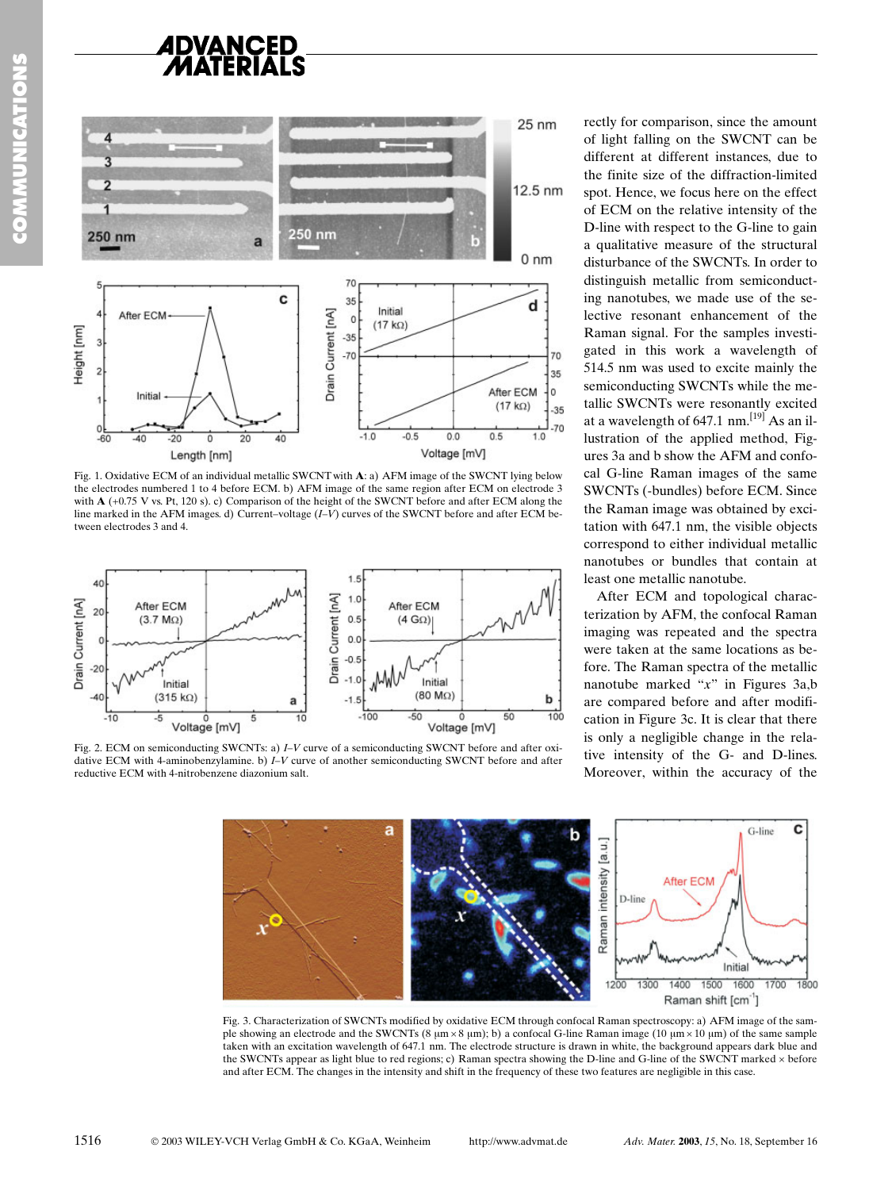Fig. 1. Oxidative ECM of an individual metallic SWCNT with **A**: a) AFM image of the SWCNT lying below the electrodes numbered 1 to 4 before ECM. b) AFM image of the same region after ECM on electrode 3 with **A** (+0.75 V vs. Pt, 120 s). c) Comparison of the height of the SWCNT before and after ECM along the line marked in the AFM images. d) Current–voltage (*I*–*V*) curves of the SWCNT before and after ECM between electrodes 3 and 4.

Fig. 2. ECM on semiconducting SWCNTs: a) *I*–*V* curve of a semiconducting SWCNT before and after oxidative ECM with 4-aminobenzylamine. b) *I*–*V* curve of another semiconducting SWCNT before and after reductive ECM with 4-nitrobenzene diazonium salt.

rectly for comparison, since the amount of light falling on the SWCNT can be different at different instances, due to the finite size of the diffraction-limited spot. Hence, we focus here on the effect of ECM on the relative intensity of the D-line with respect to the G-line to gain a qualitative measure of the structural disturbance of the SWCNTs. In order to distinguish metallic from semiconducting nanotubes, we made use of the selective resonant enhancement of the Raman signal. For the samples investigated in this work a wavelength of 514.5 nm was used to excite mainly the semiconducting SWCNTs while the metallic SWCNTs were resonantly excited at a wavelength of 647.1 nm.[19] As an illustration of the applied method, Figures 3a and b show the AFM and confocal G-line Raman images of the same SWCNTs (-bundles) before ECM. Since the Raman image was obtained by excitation with 647.1 nm, the visible objects correspond to either individual metallic nanotubes or bundles that contain at least one metallic nanotube.

After ECM and topological characterization by AFM, the confocal Raman imaging was repeated and the spectra were taken at the same locations as before. The Raman spectra of the metallic nanotube marked "*x*" in Figures 3a,b are compared before and after modification in Figure 3c. It is clear that there is only a negligible change in the relative intensity of the G- and D-lines. Moreover, within the accuracy of the

Fig. 3. Characterization of SWCNTs modified by oxidative ECM through confocal Raman spectroscopy: a) AFM image of the sample showing an electrode and the SWCNTs (8 μm × 8 μm); b) a confocal G-line Raman image (10 μm × 10 μm) of the same sample taken with an excitation wavelength of 647.1 nm. The electrode structure is drawn in white, the background appears dark blue and the SWCNTs appear as light blue to red regions; c) Raman spectra showing the D-line and G-line of the SWCNT marked × before and after ECM. The changes in the intensity and shift in the frequency of these two features are negligible in this case.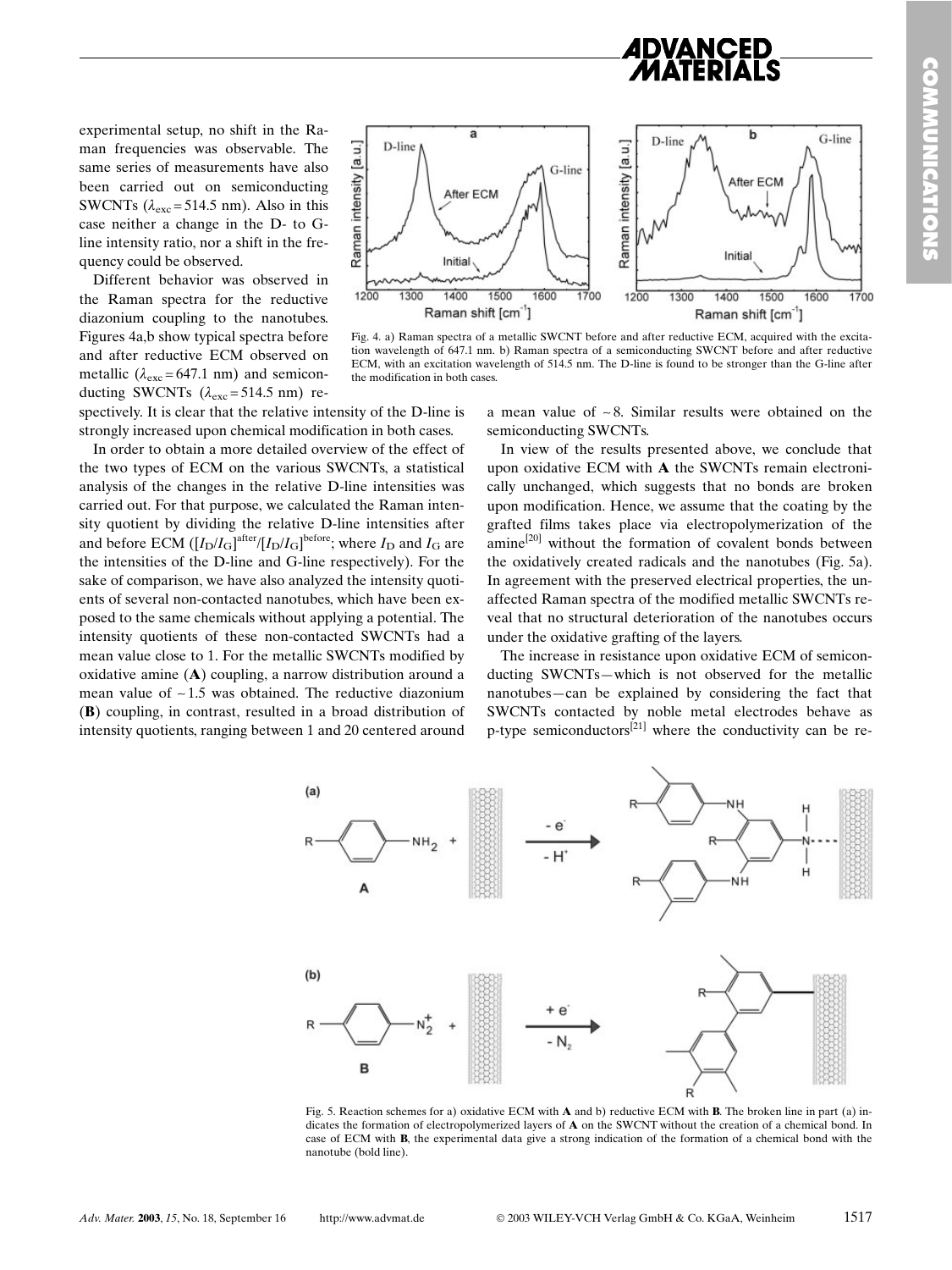experimental setup, no shift in the Raman frequencies was observable. The same series of measurements have also been carried out on semiconducting SWCNTs ($\lambda_{exc}$ = 514.5 nm). Also in this case neither a change in the D- to G-line intensity ratio, nor a shift in the frequency could be observed.

Different behavior was observed in the Raman spectra for the reductive diazonium coupling to the nanotubes. Figures 4a,b show typical spectra before and after reductive ECM observed on metallic ($\lambda_{exc}$ = 647.1 nm) and semiconducting SWCNTs ($\lambda_{exc}$ = 514.5 nm) respectively. It is clear that the relative intensity of the D-line is strongly increased upon chemical modification in both cases.

Fig. 4. a) Raman spectra of a metallic SWCNT before and after reductive ECM, acquired with the excitation wavelength of 647.1 nm. b) Raman spectra of a semiconducting SWCNT before and after reductive ECM, with an excitation wavelength of 514.5 nm. The D-line is found to be stronger than the G-line after the modification in both cases.

In order to obtain a more detailed overview of the effect of the two types of ECM on the various SWCNTs, a statistical analysis of the changes in the relative D-line intensities was carried out. For that purpose, we calculated the Raman intensity quotient by dividing the relative D-line intensities after and before ECM ($[I_D/I_G]^{after}/[I_D/I_G]^{before}$; where $I_D$ and $I_G$ are the intensities of the D-line and G-line respectively). For the sake of comparison, we have also analyzed the intensity quotients of several non-contacted nanotubes, which have been exposed to the same chemicals without applying a potential. The intensity quotients of these non-contacted SWCNTs had a mean value close to 1. For the metallic SWCNTs modified by oxidative amine (**A**) coupling, a narrow distribution around a mean value of ~1.5 was obtained. The reductive diazonium (**B**) coupling, in contrast, resulted in a broad distribution of intensity quotients, ranging between 1 and 20 centered around a mean value of ~8. Similar results were obtained on the semiconducting SWCNTs.

In view of the results presented above, we conclude that upon oxidative ECM with **A** the SWCNTs remain electronically unchanged, which suggests that no bonds are broken upon modification. Hence, we assume that the coating by the grafted films takes place via electropolymerization of the amine[20] without the formation of covalent bonds between the oxidatively created radicals and the nanotubes (Fig. 5a). In agreement with the preserved electrical properties, the unaffected Raman spectra of the modified metallic SWCNTs reveal that no structural deterioration of the nanotubes occurs under the oxidative grafting of the layers.

The increase in resistance upon oxidative ECM of semiconducting SWCNTs—which is not observed for the metallic nanotubes—can be explained by considering the fact that SWCNTs contacted by noble metal electrodes behave as p-type semiconductors[21] where the conductivity can be re-

Fig. 5. Reaction schemes for a) oxidative ECM with **A** and b) reductive ECM with **B**. The broken line in part (a) indicates the formation of electropolymerized layers of **A** on the SWCNT without the creation of a chemical bond. In case of ECM with **B**, the experimental data give a strong indication of the formation of a chemical bond with the nanotube (bold line).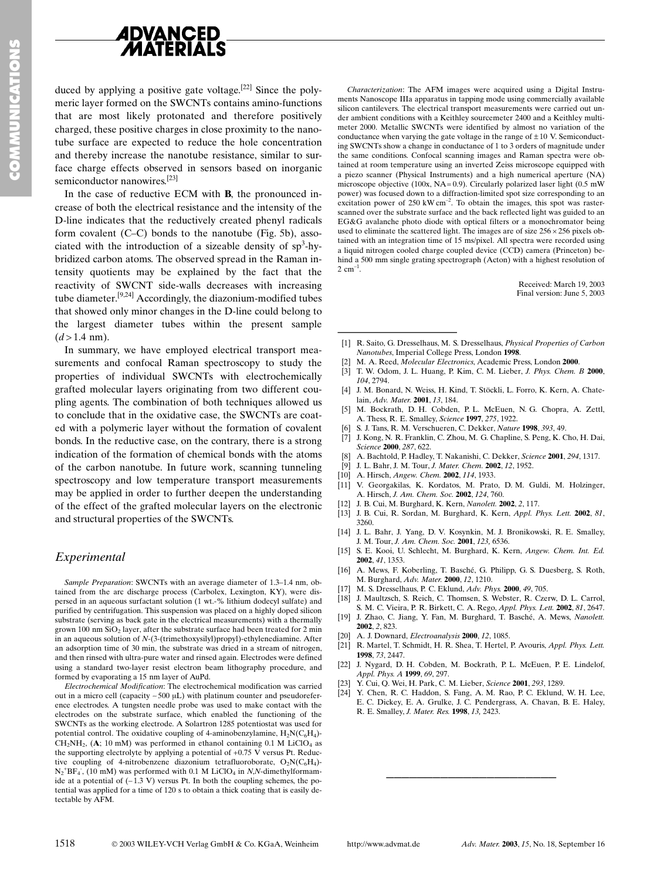duced by applying a positive gate voltage.[22] Since the polymeric layer formed on the SWCNTs contains amino-functions that are most likely protonated and therefore positively charged, these positive charges in close proximity to the nanotube surface are expected to reduce the hole concentration and thereby increase the nanotube resistance, similar to surface charge effects observed in sensors based on inorganic semiconductor nanowires.[23]

In the case of reductive ECM with **B**, the pronounced increase of both the electrical resistance and the intensity of the D-line indicates that the reductively created phenyl radicals form covalent (C–C) bonds to the nanotube (Fig. 5b), associated with the introduction of a sizeable density of $sp^3$-hybridized carbon atoms. The observed spread in the Raman intensity quotients may be explained by the fact that the reactivity of SWCNT side-walls decreases with increasing tube diameter.[9,24] Accordingly, the diazonium-modified tubes that showed only minor changes in the D-line could belong to the largest diameter tubes within the present sample ($d > 1.4$ nm).

In summary, we have employed electrical transport measurements and confocal Raman spectroscopy to study the properties of individual SWCNTs with electrochemically grafted molecular layers originating from two different coupling agents. The combination of both techniques allowed us to conclude that in the oxidative case, the SWCNTs are coated with a polymeric layer without the formation of covalent bonds. In the reductive case, on the contrary, there is a strong indication of the formation of chemical bonds with the atoms of the carbon nanotube. In future work, scanning tunneling spectroscopy and low temperature transport measurements may be applied in order to further deepen the understanding of the effect of the grafted molecular layers on the electronic and structural properties of the SWCNTs.

## Experimental

*Sample Preparation*: SWCNTs with an average diameter of 1.3–1.4 nm, obtained from the arc discharge process (Carbolex, Lexington, KY), were dispersed in an aqueous surfactant solution (1 wt.-% lithium dodecyl sulfate) and purified by centrifugation. This suspension was placed on a highly doped silicon substrate (serving as back gate in the electrical measurements) with a thermally grown 100 nm $SiO_2$ layer, after the substrate surface had been treated for 2 min in an aqueous solution of *N*-(3-(trimethoxysilyl)propyl)-ethylenediamine. After an adsorption time of 30 min, the substrate was dried in a stream of nitrogen, and then rinsed with ultra-pure water and rinsed again. Electrodes were defined using a standard two-layer resist electron beam lithography procedure, and formed by evaporating a 15 nm layer of AuPd.

*Electrochemical Modification*: The electrochemical modification was carried out in a micro cell (capacity ~500 μL) with platinum counter and pseudoreference electrodes. A tungsten needle probe was used to make contact with the electrodes on the substrate surface, which enabled the functioning of the SWCNTs as the working electrode. A Solartron 1285 potentiostat was used for potential control. The oxidative coupling of 4-aminobenzylamine, $H_2N(C_6H_4)CH_2NH_2$, (**A**; 10 mM) was performed in ethanol containing 0.1 M $LiClO_4$ as the supporting electrolyte by applying a potential of +0.75 V versus Pt. Reductive coupling of 4-nitrobenzene diazonium tetrafluoroborate, $O_2N(C_6H_4)N_2^+BF_4^-$, (10 mM) was performed with 0.1 M $LiClO_4$ in *N*,*N*-dimethylformamide at a potential of (–1.3 V) versus Pt. In both the coupling schemes, the potential was applied for a time of 120 s to obtain a thick coating that is easily detectable by AFM.

*Characterization*: The AFM images were acquired using a Digital Instruments Nanoscope IIIa apparatus in tapping mode using commercially available silicon cantilevers. The electrical transport measurements were carried out under ambient conditions with a Keithley sourcemeter 2400 and a Keithley multimeter 2000. Metallic SWCNTs were identified by almost no variation of the conductance when varying the gate voltage in the range of ±10 V. Semiconducting SWCNTs show a change in conductance of 1 to 3 orders of magnitude under the same conditions. Confocal scanning images and Raman spectra were obtained at room temperature using an inverted Zeiss microscope equipped with a piezo scanner (Physical Instruments) and a high numerical aperture (NA) microscope objective (100x, NA = 0.9). Circularly polarized laser light (0.5 mW power) was focused down to a diffraction-limited spot size corresponding to an excitation power of 250 kW $cm^{-2}$. To obtain the images, this spot was raster-scanned over the substrate surface and the back reflected light was guided to an EG&G avalanche photo diode with optical filters or a monochromator being used to eliminate the scattered light. The images are of size 256 × 256 pixels obtained with an integration time of 15 ms/pixel. All spectra were recorded using a liquid nitrogen cooled charge coupled device (CCD) camera (Princeton) behind a 500 mm single grating spectrograph (Acton) with a highest resolution of 2 $cm^{-1}$.

Received: March 19, 2003
Final version: June 5, 2003

---

[1] R. Saito, G. Dresselhaus, M. S. Dresselhaus, *Physical Properties of Carbon Nanotubes*, Imperial College Press, London **1998**.
[2] M. A. Reed, *Molecular Electronics*, Academic Press, London **2000**.
[3] T. W. Odom, J. L. Huang, P. Kim, C. M. Lieber, *J. Phys. Chem. B* **2000**, *104*, 2794.
[4] J. M. Bonard, N. Weiss, H. Kind, T. Stöckli, L. Forro, K. Kern, A. Chatelain, *Adv. Mater.* **2001**, *13*, 184.
[5] M. Bockrath, D. H. Cobden, P. L. McEuen, N. G. Chopra, A. Zettl, A. Thess, R. E. Smalley, *Science* **1997**, *275*, 1922.
[6] S. J. Tans, R. M. Verschueren, C. Dekker, *Nature* **1998**, *393*, 49.
[7] J. Kong, N. R. Franklin, C. Zhou, M. G. Chapline, S. Peng, K. Cho, H. Dai, *Science* **2000**, *287*, 622.
[8] A. Bachtold, P. Hadley, T. Nakanishi, C. Dekker, *Science* **2001**, *294*, 1317.
[9] J. L. Bahr, J. M. Tour, *J. Mater. Chem.* **2002**, *12*, 1952.
[10] A. Hirsch, *Angew. Chem.* **2002**, *114*, 1933.
[11] V. Georgakilas, K. Kordatos, M. Prato, D. M. Guldi, M. Holzinger, A. Hirsch, *J. Am. Chem. Soc.* **2002**, *124*, 760.
[12] J. B. Cui, M. Burghard, K. Kern, *Nanolett.* **2002**, *2*, 117.
[13] J. B. Cui, R. Sordan, M. Burghard, K. Kern, *Appl. Phys. Lett.* **2002**, *81*, 3260.
[14] J. L. Bahr, J. Yang, D. V. Kosynkin, M. J. Bronikowski, R. E. Smalley, J. M. Tour, *J. Am. Chem. Soc.* **2001**, *123,* 6536.
[15] S. E. Kooi, U. Schlecht, M. Burghard, K. Kern, *Angew. Chem. Int. Ed.* **2002**, *41*, 1353.
[16] A. Mews, F. Koberling, T. Basché, G. Philipp, G. S. Duesberg, S. Roth, M. Burghard, *Adv. Mater.* **2000**, *12*, 1210.
[17] M. S. Dresselhaus, P. C. Eklund, *Adv. Phys.* **2000**, *49*, 705.
[18] J. Maultzsch, S. Reich, C. Thomsen, S. Webster, R. Czerw, D. L. Carrol, S. M. C. Vieira, P. R. Birkett, C. A. Rego, *Appl. Phys. Lett.* **2002**, *81*, 2647.
[19] J. Zhao, C. Jiang, Y. Fan, M. Burghard, T. Basché, A. Mews, *Nanolett.* **2002**, *2*, 823.
[20] A. J. Downard, *Electroanalysis* **2000**, *12*, 1085.
[21] R. Martel, T. Schmidt, H. R. Shea, T. Hertel, P. Avouris, *Appl. Phys. Lett.* **1998**, *73*, 2447.
[22] J. Nygard, D. H. Cobden, M. Bockrath, P. L. McEuen, P. E. Lindelof, *Appl. Phys. A* **1999**, *69*, 297.
[23] Y. Cui, Q. Wei, H. Park, C. M. Lieber, *Science* **2001**, *293*, 1289.
[24] Y. Chen, R. C. Haddon, S. Fang, A. M. Rao, P. C. Eklund, W. H. Lee, E. C. Dickey, E. A. Grulke, J. C. Pendergrass, A. Chavan, B. E. Haley, R. E. Smalley, *J. Mater. Res.* **1998**, *13,* 2423.